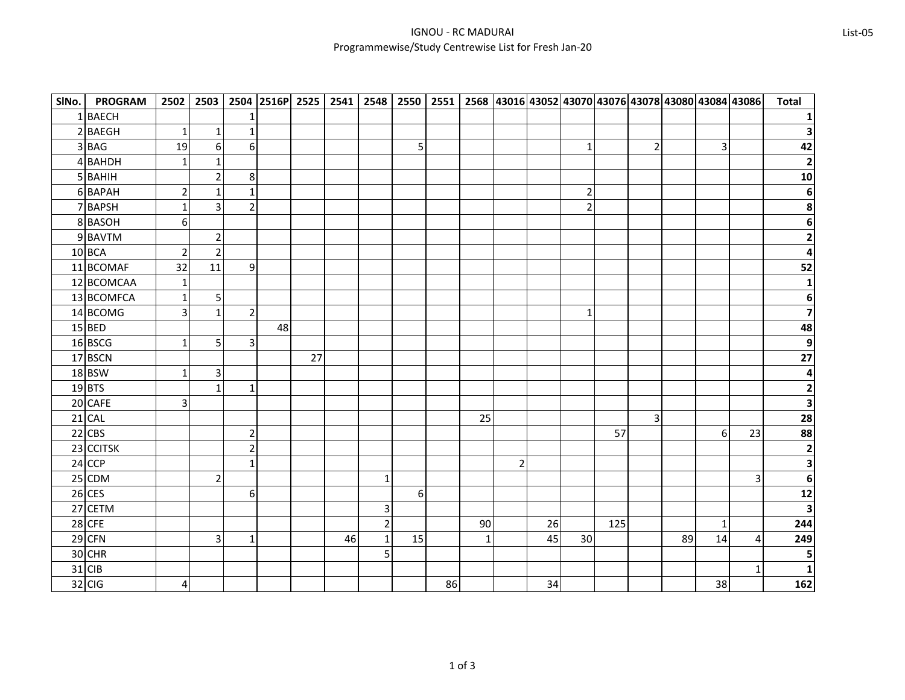# IGNOU - RC MADURAI

## Programmewise/Study Centrewise List for Fresh Jan-20

List-05

| SlNo. | PROGRAM | 2502 | 2503 | 2504 | 2516P | 2525 | 2541 | 2548 | 2550 | 2551 | 2568 | 43016 | 43052 | 43070 | 43076 | 43078 | 43080 | 43084 | 43086 | Total |
|---|---|---|---|---|---|---|---|---|---|---|---|---|---|---|---|---|---|---|---|---|
| 1 | BAECH | | | 1 | | | | | | | | | | | | | | | | **1** |
| 2 | BAEGH | 1 | 1 | 1 | | | | | | | | | | | | | | | | **3** |
| 3 | BAG | 19 | 6 | 6 | | | | | 5 | | | | | 1 | | 2 | | 3 | | **42** |
| 4 | BAHDH | 1 | 1 | | | | | | | | | | | | | | | | | **2** |
| 5 | BAHIH | | 2 | 8 | | | | | | | | | | | | | | | | **10** |
| 6 | BAPAH | 2 | 1 | 1 | | | | | | | | | | 2 | | | | | | **6** |
| 7 | BAPSH | 1 | 3 | 2 | | | | | | | | | | 2 | | | | | | **8** |
| 8 | BASOH | 6 | | | | | | | | | | | | | | | | | | **6** |
| 9 | BAVTM | | 2 | | | | | | | | | | | | | | | | | **2** |
| 10 | BCA | 2 | 2 | | | | | | | | | | | | | | | | | **4** |
| 11 | BCOMAF | 32 | 11 | 9 | | | | | | | | | | | | | | | | **52** |
| 12 | BCOMCAA | 1 | | | | | | | | | | | | | | | | | | **1** |
| 13 | BCOMFCA | 1 | 5 | | | | | | | | | | | | | | | | | **6** |
| 14 | BCOMG | 3 | 1 | 2 | | | | | | | | | | 1 | | | | | | **7** |
| 15 | BED | | | | 48 | | | | | | | | | | | | | | | **48** |
| 16 | BSCG | 1 | 5 | 3 | | | | | | | | | | | | | | | | **9** |
| 17 | BSCN | | | | | 27 | | | | | | | | | | | | | | **27** |
| 18 | BSW | 1 | 3 | | | | | | | | | | | | | | | | | **4** |
| 19 | BTS | | 1 | 1 | | | | | | | | | | | | | | | | **2** |
| 20 | CAFE | 3 | | | | | | | | | | | | | | | | | | **3** |
| 21 | CAL | | | | | | | | | | 25 | | | | | 3 | | | | **28** |
| 22 | CBS | | | 2 | | | | | | | | | | | 57 | | | 6 | 23 | **88** |
| 23 | CCITSK | | | 2 | | | | | | | | | | | | | | | | **2** |
| 24 | CCP | | | 1 | | | | | | | | 2 | | | | | | | | **3** |
| 25 | CDM | | 2 | | | | | 1 | | | | | | | | | | | 3 | **6** |
| 26 | CES | | | 6 | | | | | 6 | | | | | | | | | | | **12** |
| 27 | CETM | | | | | | | 3 | | | | | | | | | | | | **3** |
| 28 | CFE | | | | | | | 2 | | | 90 | | 26 | | 125 | | | 1 | | **244** |
| 29 | CFN | | 3 | 1 | | | 46 | 1 | 15 | | 1 | | 45 | 30 | | | 89 | 14 | 4 | **249** |
| 30 | CHR | | | | | | | 5 | | | | | | | | | | | | **5** |
| 31 | CIB | | | | | | | | | | | | | | | | | | 1 | **1** |
| 32 | CIG | 4 | | | | | | | | 86 | | | 34 | | | | | 38 | | **162** |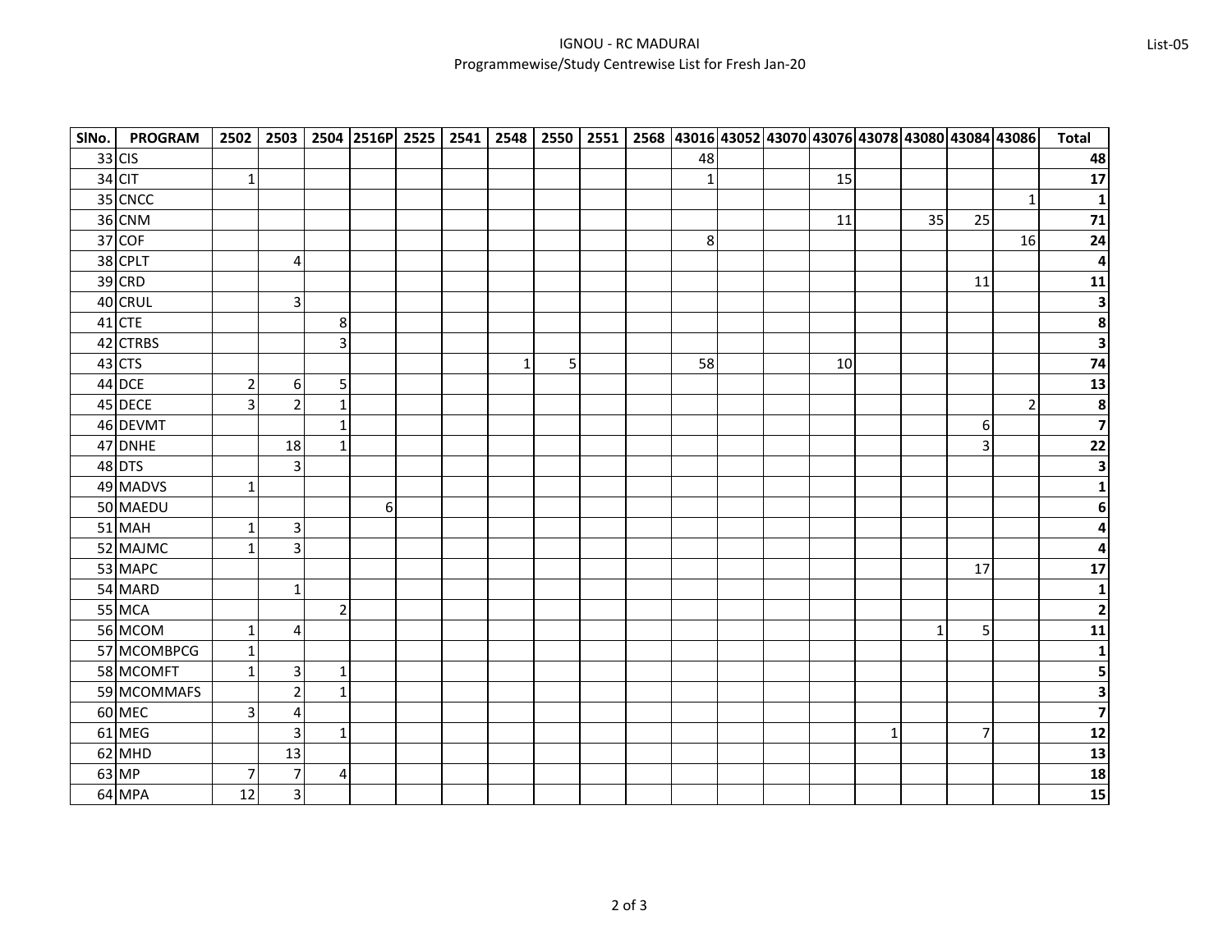IGNOU - RC MADURAI

Programmewise/Study Centrewise List for Fresh Jan-20

List-05

| SlNo. | PROGRAM | 2502 | 2503 | 2504 | 2516P | 2525 | 2541 | 2548 | 2550 | 2551 | 2568 | 43016 | 43052 | 43070 | 43076 | 43078 | 43080 | 43084 | 43086 | Total |
|---|---|---|---|---|---|---|---|---|---|---|---|---|---|---|---|---|---|---|---|---|
| 33 | CIS | | | | | | | | | | | 48 | | | | | | | | **48** |
| 34 | CIT | 1 | | | | | | | | | | 1 | | | 15 | | | | | **17** |
| 35 | CNCC | | | | | | | | | | | | | | | | | | 1 | **1** |
| 36 | CNM | | | | | | | | | | | | | | 11 | | 35 | 25 | | **71** |
| 37 | COF | | | | | | | | | | | 8 | | | | | | | 16 | **24** |
| 38 | CPLT | | 4 | | | | | | | | | | | | | | | | | **4** |
| 39 | CRD | | | | | | | | | | | | | | | | | 11 | | **11** |
| 40 | CRUL | | 3 | | | | | | | | | | | | | | | | | **3** |
| 41 | CTE | | | 8 | | | | | | | | | | | | | | | | **8** |
| 42 | CTRBS | | | 3 | | | | | | | | | | | | | | | | **3** |
| 43 | CTS | | | | | | | 1 | 5 | | | 58 | | | 10 | | | | | **74** |
| 44 | DCE | 2 | 6 | 5 | | | | | | | | | | | | | | | | **13** |
| 45 | DECE | 3 | 2 | 1 | | | | | | | | | | | | | | | 2 | **8** |
| 46 | DEVMT | | | 1 | | | | | | | | | | | | | | 6 | | **7** |
| 47 | DNHE | | 18 | 1 | | | | | | | | | | | | | | 3 | | **22** |
| 48 | DTS | | 3 | | | | | | | | | | | | | | | | | **3** |
| 49 | MADVS | 1 | | | | | | | | | | | | | | | | | | **1** |
| 50 | MAEDU | | | | 6 | | | | | | | | | | | | | | | **6** |
| 51 | MAH | 1 | 3 | | | | | | | | | | | | | | | | | **4** |
| 52 | MAJMC | 1 | 3 | | | | | | | | | | | | | | | | | **4** |
| 53 | MAPC | | | | | | | | | | | | | | | | | 17 | | **17** |
| 54 | MARD | | 1 | | | | | | | | | | | | | | | | | **1** |
| 55 | MCA | | | 2 | | | | | | | | | | | | | | | | **2** |
| 56 | MCOM | 1 | 4 | | | | | | | | | | | | | | 1 | 5 | | **11** |
| 57 | MCOMBPCG | 1 | | | | | | | | | | | | | | | | | | **1** |
| 58 | MCOMFT | 1 | 3 | 1 | | | | | | | | | | | | | | | | **5** |
| 59 | MCOMMAFS | | 2 | 1 | | | | | | | | | | | | | | | | **3** |
| 60 | MEC | 3 | 4 | | | | | | | | | | | | | | | | | **7** |
| 61 | MEG | | 3 | 1 | | | | | | | | | | | | 1 | | 7 | | **12** |
| 62 | MHD | | 13 | | | | | | | | | | | | | | | | | **13** |
| 63 | MP | 7 | 7 | 4 | | | | | | | | | | | | | | | | **18** |
| 64 | MPA | 12 | 3 | | | | | | | | | | | | | | | | | **15** |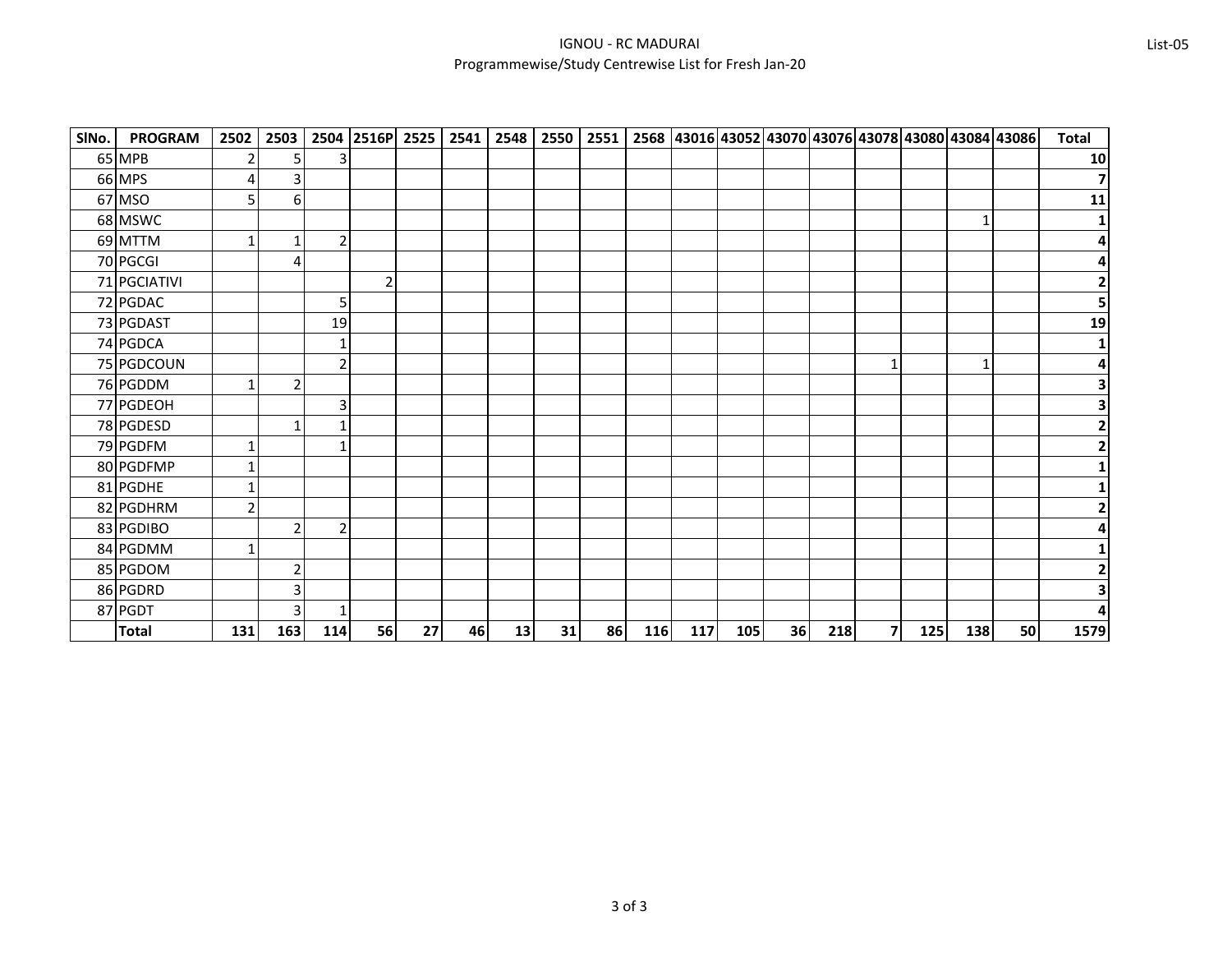# IGNOU - RC MADURAI

## Programmewise/Study Centrewise List for Fresh Jan-20

List-05

| SlNo. | PROGRAM | 2502 | 2503 | 2504 | 2516P | 2525 | 2541 | 2548 | 2550 | 2551 | 2568 | 43016 | 43052 | 43070 | 43076 | 43078 | 43080 | 43084 | 43086 | Total |
|---|---|---|---|---|---|---|---|---|---|---|---|---|---|---|---|---|---|---|---|---|
| 65 | MPB | 2 | 5 | 3 | | | | | | | | | | | | | | | | **10** |
| 66 | MPS | 4 | 3 | | | | | | | | | | | | | | | | | **7** |
| 67 | MSO | 5 | 6 | | | | | | | | | | | | | | | | | **11** |
| 68 | MSWC | | | | | | | | | | | | | | | | | 1 | | **1** |
| 69 | MTTM | 1 | 1 | 2 | | | | | | | | | | | | | | | | **4** |
| 70 | PGCGI | | 4 | | | | | | | | | | | | | | | | | **4** |
| 71 | PGCIATIVI | | | | 2 | | | | | | | | | | | | | | | **2** |
| 72 | PGDAC | | | 5 | | | | | | | | | | | | | | | | **5** |
| 73 | PGDAST | | | 19 | | | | | | | | | | | | | | | | **19** |
| 74 | PGDCA | | | 1 | | | | | | | | | | | | | | | | **1** |
| 75 | PGDCOUN | | | 2 | | | | | | | | | | | | 1 | | 1 | | **4** |
| 76 | PGDDM | 1 | 2 | | | | | | | | | | | | | | | | | **3** |
| 77 | PGDEOH | | | 3 | | | | | | | | | | | | | | | | **3** |
| 78 | PGDESD | | 1 | 1 | | | | | | | | | | | | | | | | **2** |
| 79 | PGDFM | 1 | | 1 | | | | | | | | | | | | | | | | **2** |
| 80 | PGDFMP | 1 | | | | | | | | | | | | | | | | | | **1** |
| 81 | PGDHE | 1 | | | | | | | | | | | | | | | | | | **1** |
| 82 | PGDHRM | 2 | | | | | | | | | | | | | | | | | | **2** |
| 83 | PGDIBO | | 2 | 2 | | | | | | | | | | | | | | | | **4** |
| 84 | PGDMM | 1 | | | | | | | | | | | | | | | | | | **1** |
| 85 | PGDOM | | 2 | | | | | | | | | | | | | | | | | **2** |
| 86 | PGDRD | | 3 | | | | | | | | | | | | | | | | | **3** |
| 87 | PGDT | | 3 | 1 | | | | | | | | | | | | | | | | **4** |
| | **Total** | **131** | **163** | **114** | **56** | **27** | **46** | **13** | **31** | **86** | **116** | **117** | **105** | **36** | **218** | **7** | **125** | **138** | **50** | **1579** |